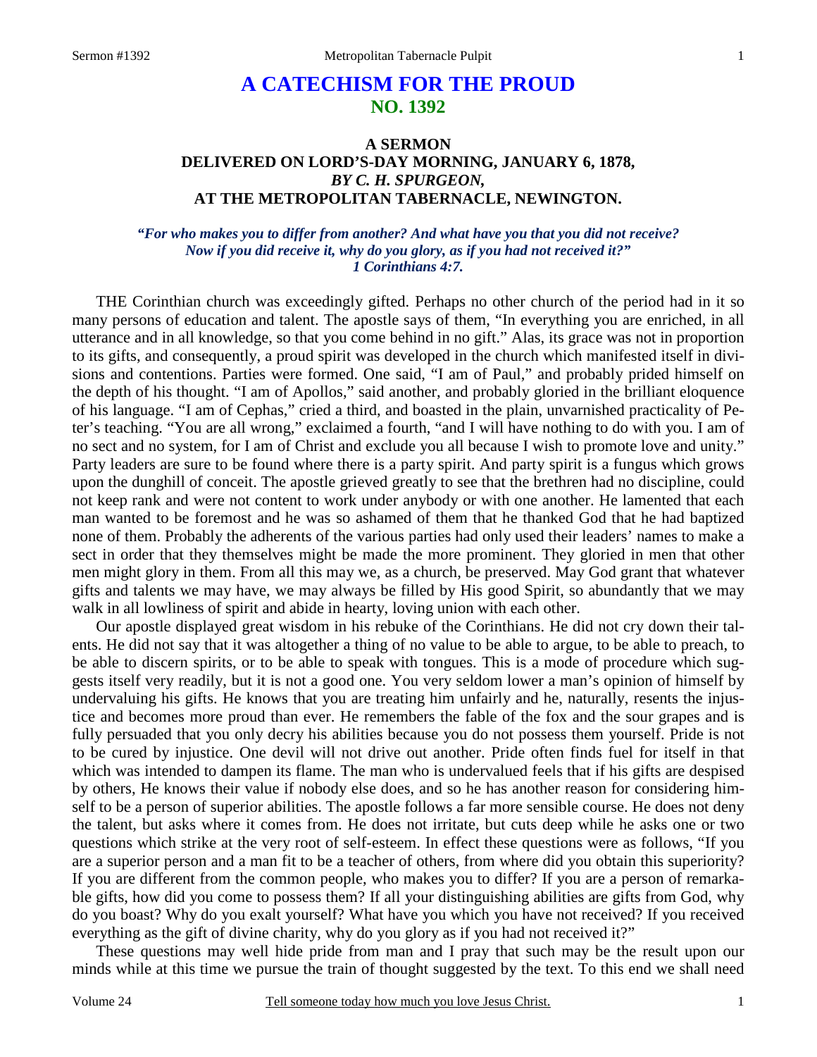# A CATECHISM FOR THE PROUD
## NO. 1392

### A SERMON
### DELIVERED ON LORD'S-DAY MORNING, JANUARY 6, 1878,
### *BY C. H. SPURGEON,*
### AT THE METROPOLITAN TABERNACLE, NEWINGTON.

***"For who makes you to differ from another? And what have you that you did not receive? Now if you did receive it, why do you glory, as if you had not received it?" 1 Corinthians 4:7.***

THE Corinthian church was exceedingly gifted. Perhaps no other church of the period had in it so many persons of education and talent. The apostle says of them, "In everything you are enriched, in all utterance and in all knowledge, so that you come behind in no gift." Alas, its grace was not in proportion to its gifts, and consequently, a proud spirit was developed in the church which manifested itself in divisions and contentions. Parties were formed. One said, "I am of Paul," and probably prided himself on the depth of his thought. "I am of Apollos," said another, and probably gloried in the brilliant eloquence of his language. "I am of Cephas," cried a third, and boasted in the plain, unvarnished practicality of Peter's teaching. "You are all wrong," exclaimed a fourth, "and I will have nothing to do with you. I am of no sect and no system, for I am of Christ and exclude you all because I wish to promote love and unity." Party leaders are sure to be found where there is a party spirit. And party spirit is a fungus which grows upon the dunghill of conceit. The apostle grieved greatly to see that the brethren had no discipline, could not keep rank and were not content to work under anybody or with one another. He lamented that each man wanted to be foremost and he was so ashamed of them that he thanked God that he had baptized none of them. Probably the adherents of the various parties had only used their leaders' names to make a sect in order that they themselves might be made the more prominent. They gloried in men that other men might glory in them. From all this may we, as a church, be preserved. May God grant that whatever gifts and talents we may have, we may always be filled by His good Spirit, so abundantly that we may walk in all lowliness of spirit and abide in hearty, loving union with each other.

Our apostle displayed great wisdom in his rebuke of the Corinthians. He did not cry down their talents. He did not say that it was altogether a thing of no value to be able to argue, to be able to preach, to be able to discern spirits, or to be able to speak with tongues. This is a mode of procedure which suggests itself very readily, but it is not a good one. You very seldom lower a man's opinion of himself by undervaluing his gifts. He knows that you are treating him unfairly and he, naturally, resents the injustice and becomes more proud than ever. He remembers the fable of the fox and the sour grapes and is fully persuaded that you only decry his abilities because you do not possess them yourself. Pride is not to be cured by injustice. One devil will not drive out another. Pride often finds fuel for itself in that which was intended to dampen its flame. The man who is undervalued feels that if his gifts are despised by others, He knows their value if nobody else does, and so he has another reason for considering himself to be a person of superior abilities. The apostle follows a far more sensible course. He does not deny the talent, but asks where it comes from. He does not irritate, but cuts deep while he asks one or two questions which strike at the very root of self-esteem. In effect these questions were as follows, "If you are a superior person and a man fit to be a teacher of others, from where did you obtain this superiority? If you are different from the common people, who makes you to differ? If you are a person of remarkable gifts, how did you come to possess them? If all your distinguishing abilities are gifts from God, why do you boast? Why do you exalt yourself? What have you which you have not received? If you received everything as the gift of divine charity, why do you glory as if you had not received it?"

These questions may well hide pride from man and I pray that such may be the result upon our minds while at this time we pursue the train of thought suggested by the text. To this end we shall need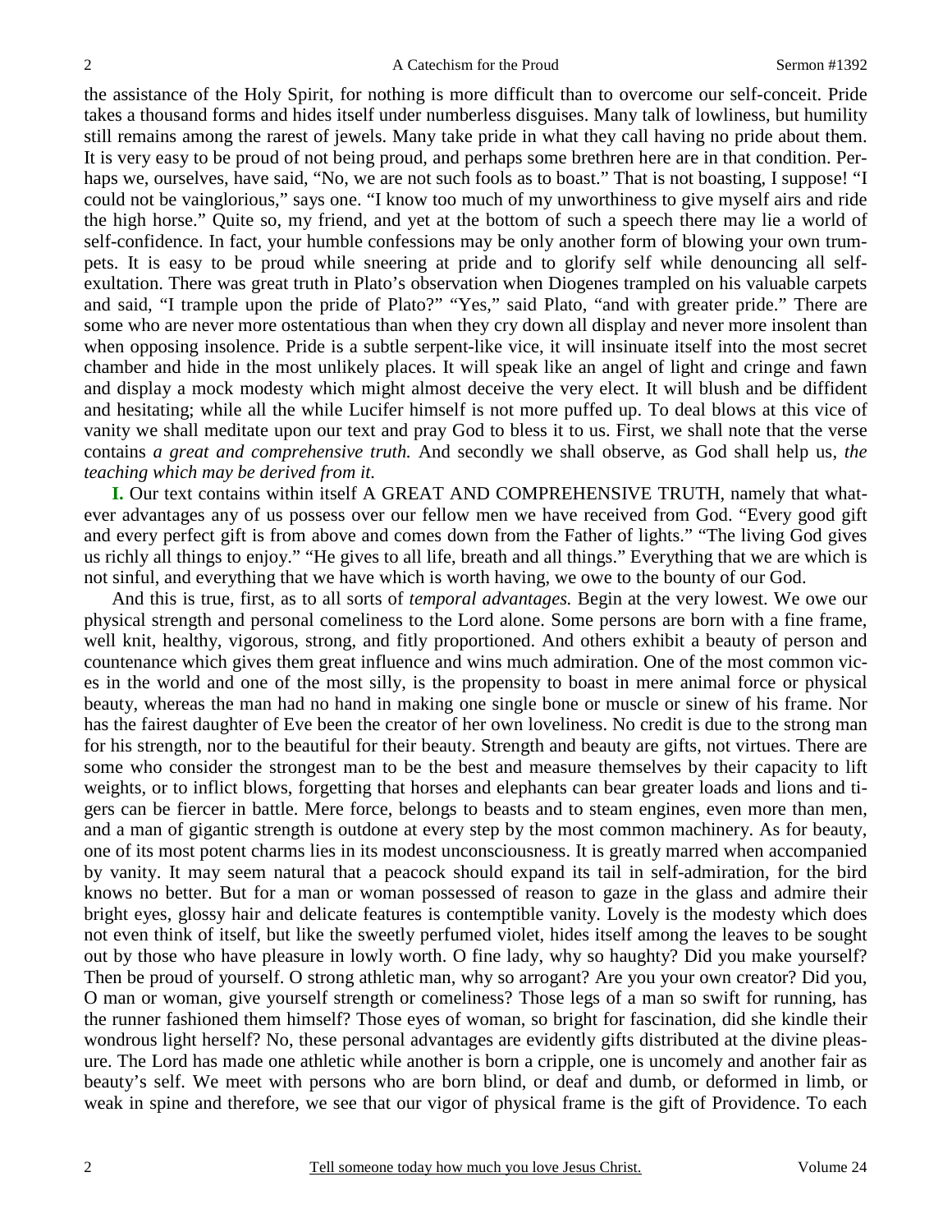the assistance of the Holy Spirit, for nothing is more difficult than to overcome our self-conceit. Pride takes a thousand forms and hides itself under numberless disguises. Many talk of lowliness, but humility still remains among the rarest of jewels. Many take pride in what they call having no pride about them. It is very easy to be proud of not being proud, and perhaps some brethren here are in that condition. Perhaps we, ourselves, have said, "No, we are not such fools as to boast." That is not boasting, I suppose! "I could not be vainglorious," says one. "I know too much of my unworthiness to give myself airs and ride the high horse." Quite so, my friend, and yet at the bottom of such a speech there may lie a world of self-confidence. In fact, your humble confessions may be only another form of blowing your own trumpets. It is easy to be proud while sneering at pride and to glorify self while denouncing all self-exultation. There was great truth in Plato's observation when Diogenes trampled on his valuable carpets and said, "I trample upon the pride of Plato?" "Yes," said Plato, "and with greater pride." There are some who are never more ostentatious than when they cry down all display and never more insolent than when opposing insolence. Pride is a subtle serpent-like vice, it will insinuate itself into the most secret chamber and hide in the most unlikely places. It will speak like an angel of light and cringe and fawn and display a mock modesty which might almost deceive the very elect. It will blush and be diffident and hesitating; while all the while Lucifer himself is not more puffed up. To deal blows at this vice of vanity we shall meditate upon our text and pray God to bless it to us. First, we shall note that the verse contains *a great and comprehensive truth.* And secondly we shall observe, as God shall help us, *the teaching which may be derived from it.*

**I.** Our text contains within itself A GREAT AND COMPREHENSIVE TRUTH, namely that whatever advantages any of us possess over our fellow men we have received from God. "Every good gift and every perfect gift is from above and comes down from the Father of lights." "The living God gives us richly all things to enjoy." "He gives to all life, breath and all things." Everything that we are which is not sinful, and everything that we have which is worth having, we owe to the bounty of our God.

And this is true, first, as to all sorts of *temporal advantages.* Begin at the very lowest. We owe our physical strength and personal comeliness to the Lord alone. Some persons are born with a fine frame, well knit, healthy, vigorous, strong, and fitly proportioned. And others exhibit a beauty of person and countenance which gives them great influence and wins much admiration. One of the most common vices in the world and one of the most silly, is the propensity to boast in mere animal force or physical beauty, whereas the man had no hand in making one single bone or muscle or sinew of his frame. Nor has the fairest daughter of Eve been the creator of her own loveliness. No credit is due to the strong man for his strength, nor to the beautiful for their beauty. Strength and beauty are gifts, not virtues. There are some who consider the strongest man to be the best and measure themselves by their capacity to lift weights, or to inflict blows, forgetting that horses and elephants can bear greater loads and lions and tigers can be fiercer in battle. Mere force, belongs to beasts and to steam engines, even more than men, and a man of gigantic strength is outdone at every step by the most common machinery. As for beauty, one of its most potent charms lies in its modest unconsciousness. It is greatly marred when accompanied by vanity. It may seem natural that a peacock should expand its tail in self-admiration, for the bird knows no better. But for a man or woman possessed of reason to gaze in the glass and admire their bright eyes, glossy hair and delicate features is contemptible vanity. Lovely is the modesty which does not even think of itself, but like the sweetly perfumed violet, hides itself among the leaves to be sought out by those who have pleasure in lowly worth. O fine lady, why so haughty? Did you make yourself? Then be proud of yourself. O strong athletic man, why so arrogant? Are you your own creator? Did you, O man or woman, give yourself strength or comeliness? Those legs of a man so swift for running, has the runner fashioned them himself? Those eyes of woman, so bright for fascination, did she kindle their wondrous light herself? No, these personal advantages are evidently gifts distributed at the divine pleasure. The Lord has made one athletic while another is born a cripple, one is uncomely and another fair as beauty's self. We meet with persons who are born blind, or deaf and dumb, or deformed in limb, or weak in spine and therefore, we see that our vigor of physical frame is the gift of Providence. To each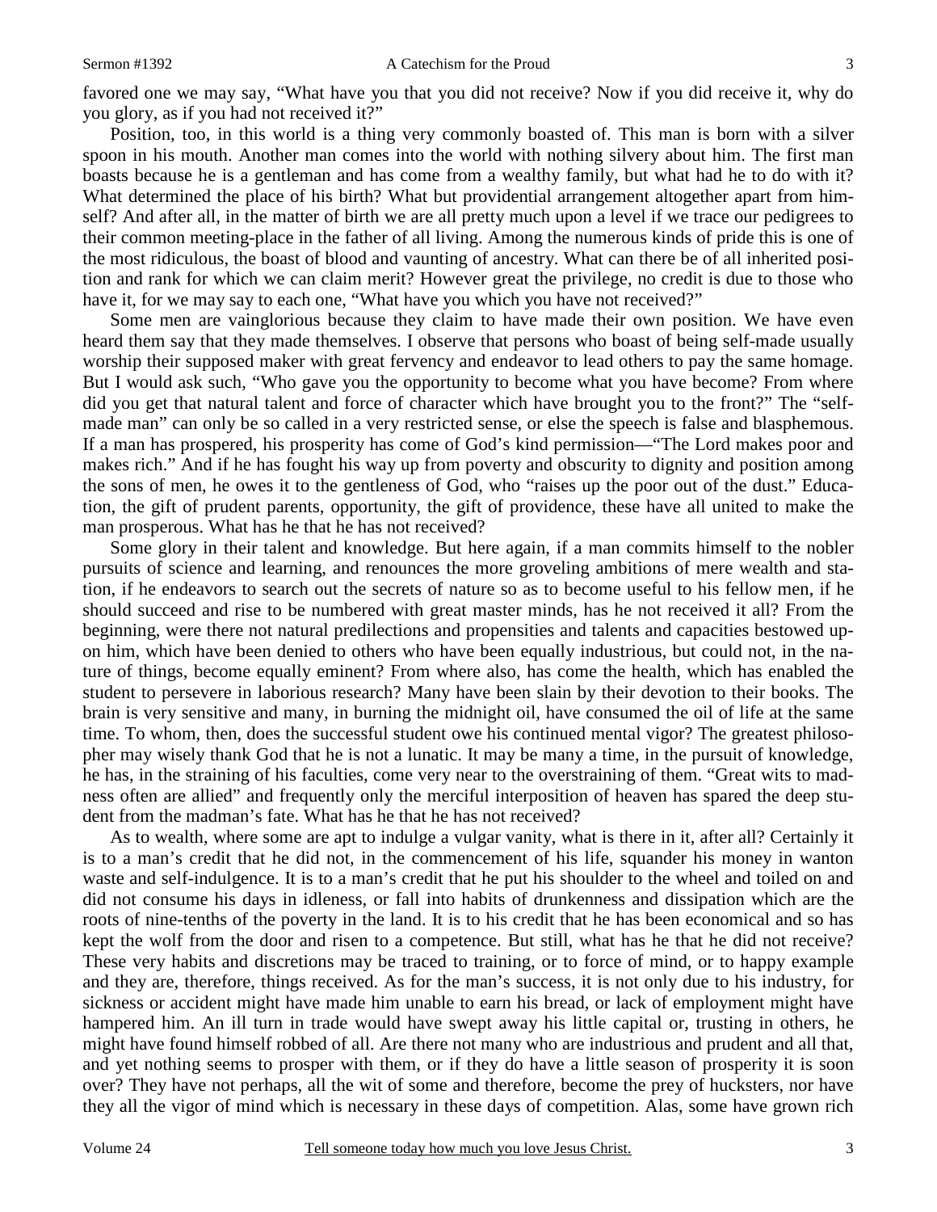favored one we may say, "What have you that you did not receive? Now if you did receive it, why do you glory, as if you had not received it?"

Position, too, in this world is a thing very commonly boasted of. This man is born with a silver spoon in his mouth. Another man comes into the world with nothing silvery about him. The first man boasts because he is a gentleman and has come from a wealthy family, but what had he to do with it? What determined the place of his birth? What but providential arrangement altogether apart from himself? And after all, in the matter of birth we are all pretty much upon a level if we trace our pedigrees to their common meeting-place in the father of all living. Among the numerous kinds of pride this is one of the most ridiculous, the boast of blood and vaunting of ancestry. What can there be of all inherited position and rank for which we can claim merit? However great the privilege, no credit is due to those who have it, for we may say to each one, "What have you which you have not received?"

Some men are vainglorious because they claim to have made their own position. We have even heard them say that they made themselves. I observe that persons who boast of being self-made usually worship their supposed maker with great fervency and endeavor to lead others to pay the same homage. But I would ask such, "Who gave you the opportunity to become what you have become? From where did you get that natural talent and force of character which have brought you to the front?" The "self-made man" can only be so called in a very restricted sense, or else the speech is false and blasphemous. If a man has prospered, his prosperity has come of God's kind permission—"The Lord makes poor and makes rich." And if he has fought his way up from poverty and obscurity to dignity and position among the sons of men, he owes it to the gentleness of God, who "raises up the poor out of the dust." Education, the gift of prudent parents, opportunity, the gift of providence, these have all united to make the man prosperous. What has he that he has not received?

Some glory in their talent and knowledge. But here again, if a man commits himself to the nobler pursuits of science and learning, and renounces the more groveling ambitions of mere wealth and station, if he endeavors to search out the secrets of nature so as to become useful to his fellow men, if he should succeed and rise to be numbered with great master minds, has he not received it all? From the beginning, were there not natural predilections and propensities and talents and capacities bestowed upon him, which have been denied to others who have been equally industrious, but could not, in the nature of things, become equally eminent? From where also, has come the health, which has enabled the student to persevere in laborious research? Many have been slain by their devotion to their books. The brain is very sensitive and many, in burning the midnight oil, have consumed the oil of life at the same time. To whom, then, does the successful student owe his continued mental vigor? The greatest philosopher may wisely thank God that he is not a lunatic. It may be many a time, in the pursuit of knowledge, he has, in the straining of his faculties, come very near to the overstraining of them. "Great wits to madness often are allied" and frequently only the merciful interposition of heaven has spared the deep student from the madman's fate. What has he that he has not received?

As to wealth, where some are apt to indulge a vulgar vanity, what is there in it, after all? Certainly it is to a man's credit that he did not, in the commencement of his life, squander his money in wanton waste and self-indulgence. It is to a man's credit that he put his shoulder to the wheel and toiled on and did not consume his days in idleness, or fall into habits of drunkenness and dissipation which are the roots of nine-tenths of the poverty in the land. It is to his credit that he has been economical and so has kept the wolf from the door and risen to a competence. But still, what has he that he did not receive? These very habits and discretions may be traced to training, or to force of mind, or to happy example and they are, therefore, things received. As for the man's success, it is not only due to his industry, for sickness or accident might have made him unable to earn his bread, or lack of employment might have hampered him. An ill turn in trade would have swept away his little capital or, trusting in others, he might have found himself robbed of all. Are there not many who are industrious and prudent and all that, and yet nothing seems to prosper with them, or if they do have a little season of prosperity it is soon over? They have not perhaps, all the wit of some and therefore, become the prey of hucksters, nor have they all the vigor of mind which is necessary in these days of competition. Alas, some have grown rich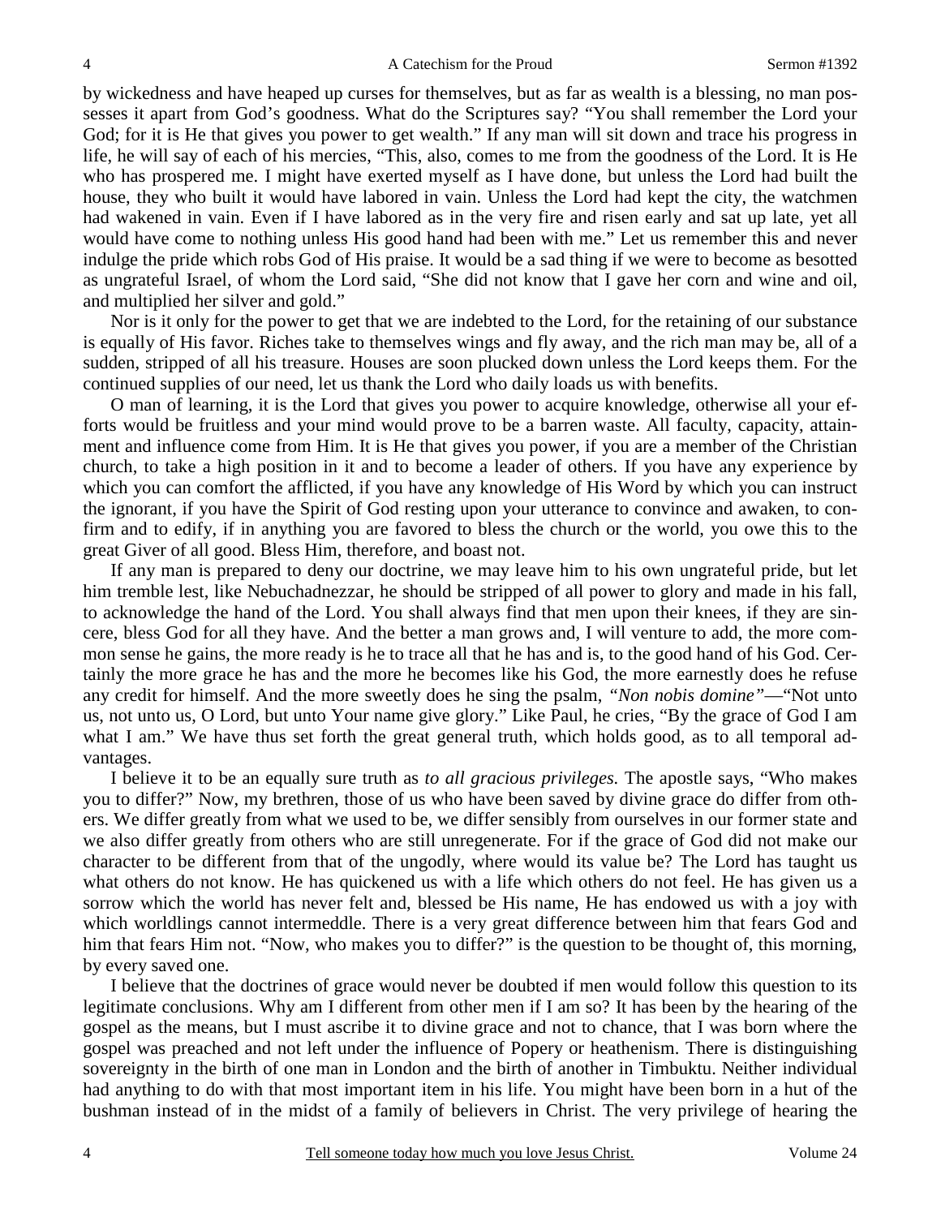by wickedness and have heaped up curses for themselves, but as far as wealth is a blessing, no man possesses it apart from God's goodness. What do the Scriptures say? "You shall remember the Lord your God; for it is He that gives you power to get wealth." If any man will sit down and trace his progress in life, he will say of each of his mercies, "This, also, comes to me from the goodness of the Lord. It is He who has prospered me. I might have exerted myself as I have done, but unless the Lord had built the house, they who built it would have labored in vain. Unless the Lord had kept the city, the watchmen had wakened in vain. Even if I have labored as in the very fire and risen early and sat up late, yet all would have come to nothing unless His good hand had been with me." Let us remember this and never indulge the pride which robs God of His praise. It would be a sad thing if we were to become as besotted as ungrateful Israel, of whom the Lord said, "She did not know that I gave her corn and wine and oil, and multiplied her silver and gold."

Nor is it only for the power to get that we are indebted to the Lord, for the retaining of our substance is equally of His favor. Riches take to themselves wings and fly away, and the rich man may be, all of a sudden, stripped of all his treasure. Houses are soon plucked down unless the Lord keeps them. For the continued supplies of our need, let us thank the Lord who daily loads us with benefits.

O man of learning, it is the Lord that gives you power to acquire knowledge, otherwise all your efforts would be fruitless and your mind would prove to be a barren waste. All faculty, capacity, attainment and influence come from Him. It is He that gives you power, if you are a member of the Christian church, to take a high position in it and to become a leader of others. If you have any experience by which you can comfort the afflicted, if you have any knowledge of His Word by which you can instruct the ignorant, if you have the Spirit of God resting upon your utterance to convince and awaken, to confirm and to edify, if in anything you are favored to bless the church or the world, you owe this to the great Giver of all good. Bless Him, therefore, and boast not.

If any man is prepared to deny our doctrine, we may leave him to his own ungrateful pride, but let him tremble lest, like Nebuchadnezzar, he should be stripped of all power to glory and made in his fall, to acknowledge the hand of the Lord. You shall always find that men upon their knees, if they are sincere, bless God for all they have. And the better a man grows and, I will venture to add, the more common sense he gains, the more ready is he to trace all that he has and is, to the good hand of his God. Certainly the more grace he has and the more he becomes like his God, the more earnestly does he refuse any credit for himself. And the more sweetly does he sing the psalm, *"Non nobis domine"*—"Not unto us, not unto us, O Lord, but unto Your name give glory." Like Paul, he cries, "By the grace of God I am what I am." We have thus set forth the great general truth, which holds good, as to all temporal advantages.

I believe it to be an equally sure truth as *to all gracious privileges.* The apostle says, "Who makes you to differ?" Now, my brethren, those of us who have been saved by divine grace do differ from others. We differ greatly from what we used to be, we differ sensibly from ourselves in our former state and we also differ greatly from others who are still unregenerate. For if the grace of God did not make our character to be different from that of the ungodly, where would its value be? The Lord has taught us what others do not know. He has quickened us with a life which others do not feel. He has given us a sorrow which the world has never felt and, blessed be His name, He has endowed us with a joy with which worldlings cannot intermeddle. There is a very great difference between him that fears God and him that fears Him not. "Now, who makes you to differ?" is the question to be thought of, this morning, by every saved one.

I believe that the doctrines of grace would never be doubted if men would follow this question to its legitimate conclusions. Why am I different from other men if I am so? It has been by the hearing of the gospel as the means, but I must ascribe it to divine grace and not to chance, that I was born where the gospel was preached and not left under the influence of Popery or heathenism. There is distinguishing sovereignty in the birth of one man in London and the birth of another in Timbuktu. Neither individual had anything to do with that most important item in his life. You might have been born in a hut of the bushman instead of in the midst of a family of believers in Christ. The very privilege of hearing the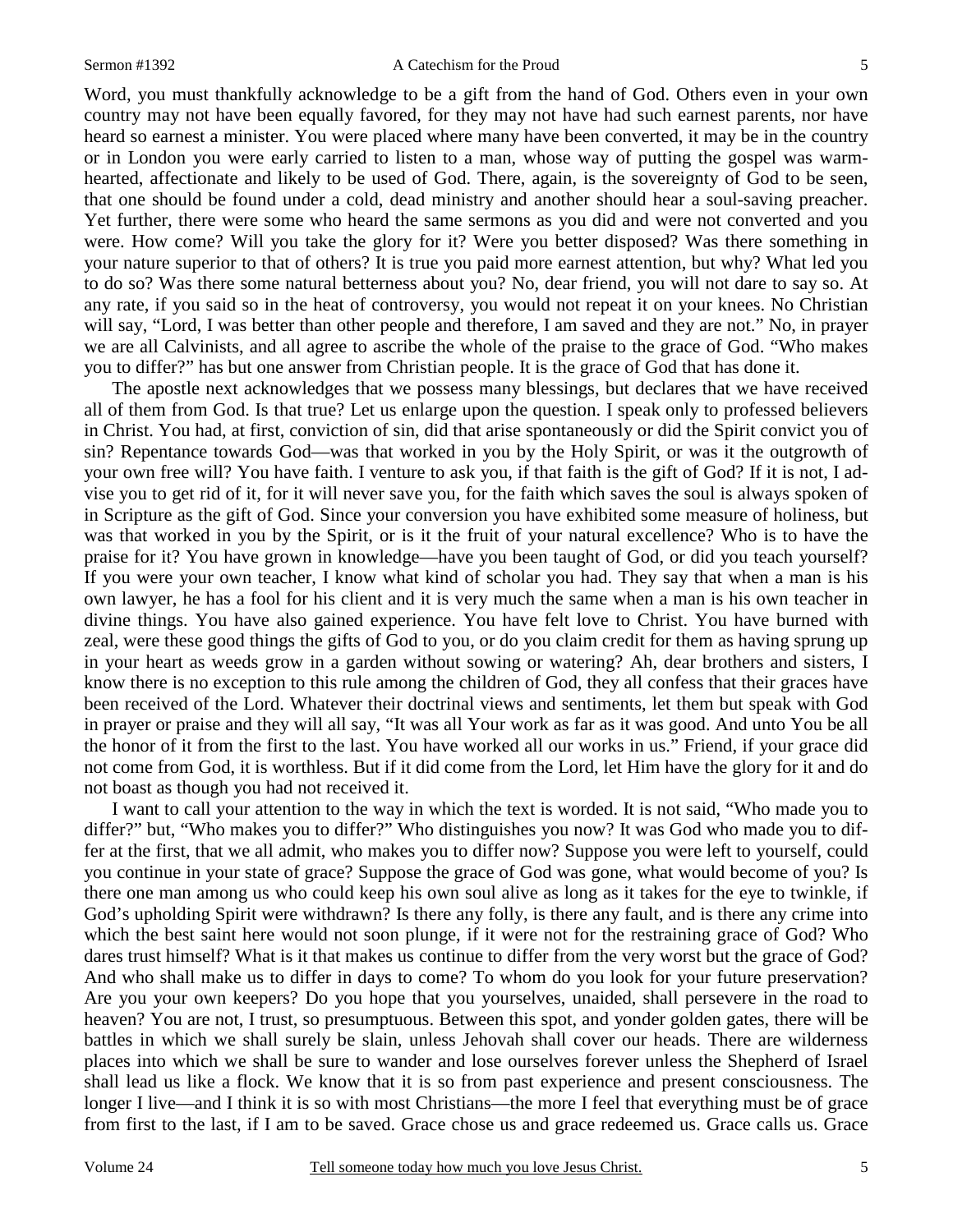Word, you must thankfully acknowledge to be a gift from the hand of God. Others even in your own country may not have been equally favored, for they may not have had such earnest parents, nor have heard so earnest a minister. You were placed where many have been converted, it may be in the country or in London you were early carried to listen to a man, whose way of putting the gospel was warm-hearted, affectionate and likely to be used of God. There, again, is the sovereignty of God to be seen, that one should be found under a cold, dead ministry and another should hear a soul-saving preacher. Yet further, there were some who heard the same sermons as you did and were not converted and you were. How come? Will you take the glory for it? Were you better disposed? Was there something in your nature superior to that of others? It is true you paid more earnest attention, but why? What led you to do so? Was there some natural betterness about you? No, dear friend, you will not dare to say so. At any rate, if you said so in the heat of controversy, you would not repeat it on your knees. No Christian will say, "Lord, I was better than other people and therefore, I am saved and they are not." No, in prayer we are all Calvinists, and all agree to ascribe the whole of the praise to the grace of God. "Who makes you to differ?" has but one answer from Christian people. It is the grace of God that has done it.

The apostle next acknowledges that we possess many blessings, but declares that we have received all of them from God. Is that true? Let us enlarge upon the question. I speak only to professed believers in Christ. You had, at first, conviction of sin, did that arise spontaneously or did the Spirit convict you of sin? Repentance towards God—was that worked in you by the Holy Spirit, or was it the outgrowth of your own free will? You have faith. I venture to ask you, if that faith is the gift of God? If it is not, I advise you to get rid of it, for it will never save you, for the faith which saves the soul is always spoken of in Scripture as the gift of God. Since your conversion you have exhibited some measure of holiness, but was that worked in you by the Spirit, or is it the fruit of your natural excellence? Who is to have the praise for it? You have grown in knowledge—have you been taught of God, or did you teach yourself? If you were your own teacher, I know what kind of scholar you had. They say that when a man is his own lawyer, he has a fool for his client and it is very much the same when a man is his own teacher in divine things. You have also gained experience. You have felt love to Christ. You have burned with zeal, were these good things the gifts of God to you, or do you claim credit for them as having sprung up in your heart as weeds grow in a garden without sowing or watering? Ah, dear brothers and sisters, I know there is no exception to this rule among the children of God, they all confess that their graces have been received of the Lord. Whatever their doctrinal views and sentiments, let them but speak with God in prayer or praise and they will all say, "It was all Your work as far as it was good. And unto You be all the honor of it from the first to the last. You have worked all our works in us." Friend, if your grace did not come from God, it is worthless. But if it did come from the Lord, let Him have the glory for it and do not boast as though you had not received it.

I want to call your attention to the way in which the text is worded. It is not said, "Who made you to differ?" but, "Who makes you to differ?" Who distinguishes you now? It was God who made you to differ at the first, that we all admit, who makes you to differ now? Suppose you were left to yourself, could you continue in your state of grace? Suppose the grace of God was gone, what would become of you? Is there one man among us who could keep his own soul alive as long as it takes for the eye to twinkle, if God's upholding Spirit were withdrawn? Is there any folly, is there any fault, and is there any crime into which the best saint here would not soon plunge, if it were not for the restraining grace of God? Who dares trust himself? What is it that makes us continue to differ from the very worst but the grace of God? And who shall make us to differ in days to come? To whom do you look for your future preservation? Are you your own keepers? Do you hope that you yourselves, unaided, shall persevere in the road to heaven? You are not, I trust, so presumptuous. Between this spot, and yonder golden gates, there will be battles in which we shall surely be slain, unless Jehovah shall cover our heads. There are wilderness places into which we shall be sure to wander and lose ourselves forever unless the Shepherd of Israel shall lead us like a flock. We know that it is so from past experience and present consciousness. The longer I live—and I think it is so with most Christians—the more I feel that everything must be of grace from first to the last, if I am to be saved. Grace chose us and grace redeemed us. Grace calls us. Grace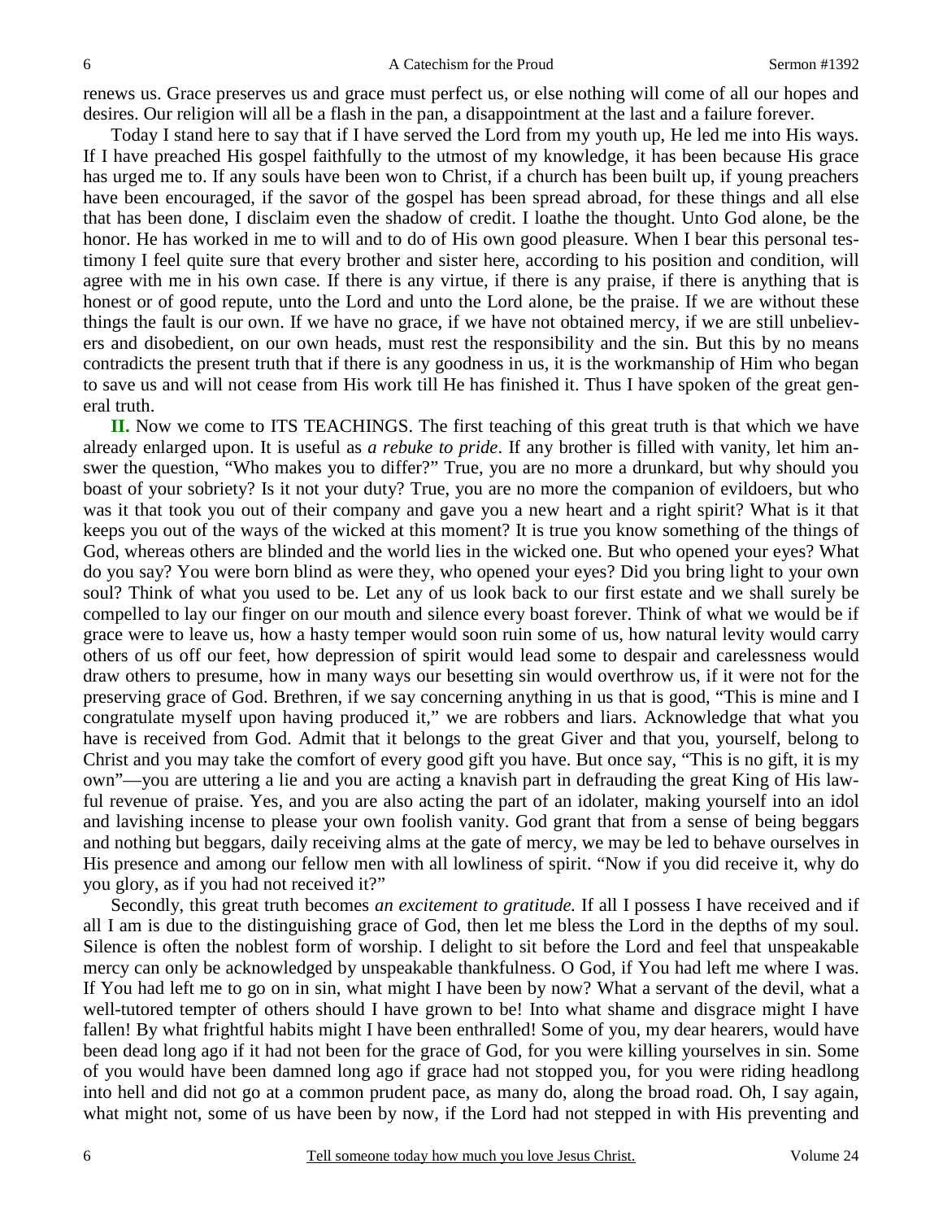renews us. Grace preserves us and grace must perfect us, or else nothing will come of all our hopes and desires. Our religion will all be a flash in the pan, a disappointment at the last and a failure forever.

Today I stand here to say that if I have served the Lord from my youth up, He led me into His ways. If I have preached His gospel faithfully to the utmost of my knowledge, it has been because His grace has urged me to. If any souls have been won to Christ, if a church has been built up, if young preachers have been encouraged, if the savor of the gospel has been spread abroad, for these things and all else that has been done, I disclaim even the shadow of credit. I loathe the thought. Unto God alone, be the honor. He has worked in me to will and to do of His own good pleasure. When I bear this personal testimony I feel quite sure that every brother and sister here, according to his position and condition, will agree with me in his own case. If there is any virtue, if there is any praise, if there is anything that is honest or of good repute, unto the Lord and unto the Lord alone, be the praise. If we are without these things the fault is our own. If we have no grace, if we have not obtained mercy, if we are still unbelievers and disobedient, on our own heads, must rest the responsibility and the sin. But this by no means contradicts the present truth that if there is any goodness in us, it is the workmanship of Him who began to save us and will not cease from His work till He has finished it. Thus I have spoken of the great general truth.

**II.** Now we come to ITS TEACHINGS. The first teaching of this great truth is that which we have already enlarged upon. It is useful as *a rebuke to pride*. If any brother is filled with vanity, let him answer the question, "Who makes you to differ?" True, you are no more a drunkard, but why should you boast of your sobriety? Is it not your duty? True, you are no more the companion of evildoers, but who was it that took you out of their company and gave you a new heart and a right spirit? What is it that keeps you out of the ways of the wicked at this moment? It is true you know something of the things of God, whereas others are blinded and the world lies in the wicked one. But who opened your eyes? What do you say? You were born blind as were they, who opened your eyes? Did you bring light to your own soul? Think of what you used to be. Let any of us look back to our first estate and we shall surely be compelled to lay our finger on our mouth and silence every boast forever. Think of what we would be if grace were to leave us, how a hasty temper would soon ruin some of us, how natural levity would carry others of us off our feet, how depression of spirit would lead some to despair and carelessness would draw others to presume, how in many ways our besetting sin would overthrow us, if it were not for the preserving grace of God. Brethren, if we say concerning anything in us that is good, "This is mine and I congratulate myself upon having produced it," we are robbers and liars. Acknowledge that what you have is received from God. Admit that it belongs to the great Giver and that you, yourself, belong to Christ and you may take the comfort of every good gift you have. But once say, "This is no gift, it is my own"—you are uttering a lie and you are acting a knavish part in defrauding the great King of His lawful revenue of praise. Yes, and you are also acting the part of an idolater, making yourself into an idol and lavishing incense to please your own foolish vanity. God grant that from a sense of being beggars and nothing but beggars, daily receiving alms at the gate of mercy, we may be led to behave ourselves in His presence and among our fellow men with all lowliness of spirit. "Now if you did receive it, why do you glory, as if you had not received it?"

Secondly, this great truth becomes *an excitement to gratitude.* If all I possess I have received and if all I am is due to the distinguishing grace of God, then let me bless the Lord in the depths of my soul. Silence is often the noblest form of worship. I delight to sit before the Lord and feel that unspeakable mercy can only be acknowledged by unspeakable thankfulness. O God, if You had left me where I was. If You had left me to go on in sin, what might I have been by now? What a servant of the devil, what a well-tutored tempter of others should I have grown to be! Into what shame and disgrace might I have fallen! By what frightful habits might I have been enthralled! Some of you, my dear hearers, would have been dead long ago if it had not been for the grace of God, for you were killing yourselves in sin. Some of you would have been damned long ago if grace had not stopped you, for you were riding headlong into hell and did not go at a common prudent pace, as many do, along the broad road. Oh, I say again, what might not, some of us have been by now, if the Lord had not stepped in with His preventing and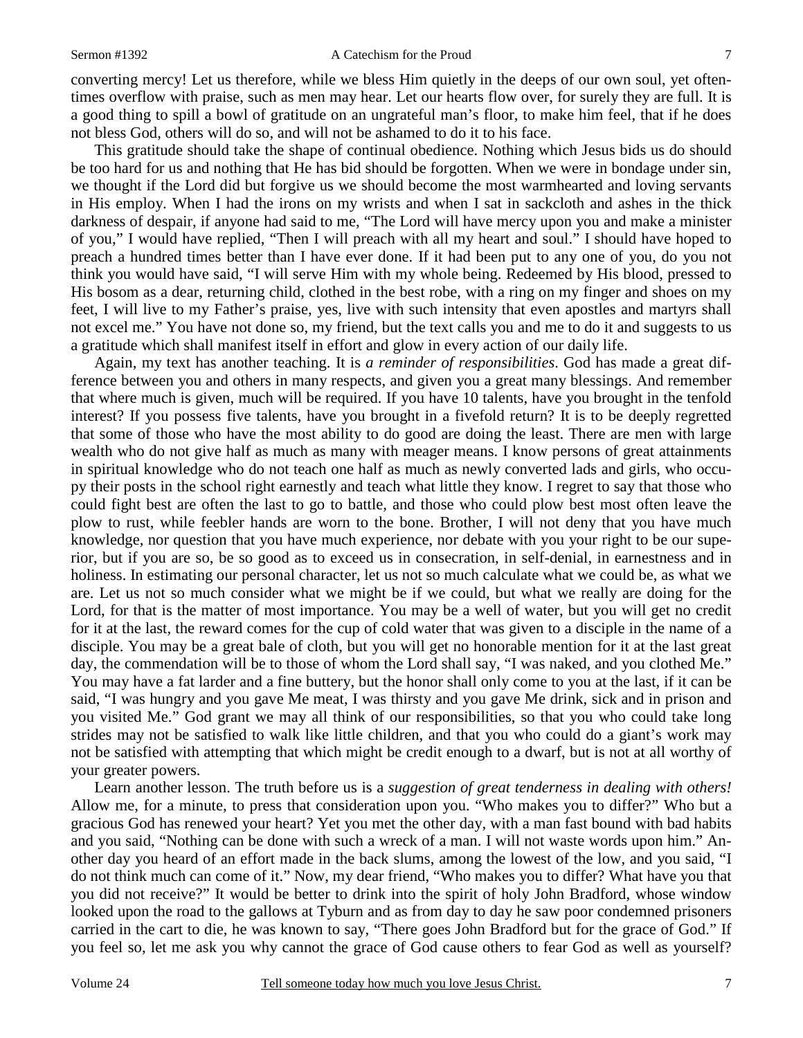converting mercy! Let us therefore, while we bless Him quietly in the deeps of our own soul, yet oftentimes overflow with praise, such as men may hear. Let our hearts flow over, for surely they are full. It is a good thing to spill a bowl of gratitude on an ungrateful man's floor, to make him feel, that if he does not bless God, others will do so, and will not be ashamed to do it to his face.

This gratitude should take the shape of continual obedience. Nothing which Jesus bids us do should be too hard for us and nothing that He has bid should be forgotten. When we were in bondage under sin, we thought if the Lord did but forgive us we should become the most warmhearted and loving servants in His employ. When I had the irons on my wrists and when I sat in sackcloth and ashes in the thick darkness of despair, if anyone had said to me, "The Lord will have mercy upon you and make a minister of you," I would have replied, "Then I will preach with all my heart and soul." I should have hoped to preach a hundred times better than I have ever done. If it had been put to any one of you, do you not think you would have said, "I will serve Him with my whole being. Redeemed by His blood, pressed to His bosom as a dear, returning child, clothed in the best robe, with a ring on my finger and shoes on my feet, I will live to my Father's praise, yes, live with such intensity that even apostles and martyrs shall not excel me." You have not done so, my friend, but the text calls you and me to do it and suggests to us a gratitude which shall manifest itself in effort and glow in every action of our daily life.

Again, my text has another teaching. It is *a reminder of responsibilities*. God has made a great difference between you and others in many respects, and given you a great many blessings. And remember that where much is given, much will be required. If you have 10 talents, have you brought in the tenfold interest? If you possess five talents, have you brought in a fivefold return? It is to be deeply regretted that some of those who have the most ability to do good are doing the least. There are men with large wealth who do not give half as much as many with meager means. I know persons of great attainments in spiritual knowledge who do not teach one half as much as newly converted lads and girls, who occupy their posts in the school right earnestly and teach what little they know. I regret to say that those who could fight best are often the last to go to battle, and those who could plow best most often leave the plow to rust, while feebler hands are worn to the bone. Brother, I will not deny that you have much knowledge, nor question that you have much experience, nor debate with you your right to be our superior, but if you are so, be so good as to exceed us in consecration, in self-denial, in earnestness and in holiness. In estimating our personal character, let us not so much calculate what we could be, as what we are. Let us not so much consider what we might be if we could, but what we really are doing for the Lord, for that is the matter of most importance. You may be a well of water, but you will get no credit for it at the last, the reward comes for the cup of cold water that was given to a disciple in the name of a disciple. You may be a great bale of cloth, but you will get no honorable mention for it at the last great day, the commendation will be to those of whom the Lord shall say, "I was naked, and you clothed Me." You may have a fat larder and a fine buttery, but the honor shall only come to you at the last, if it can be said, "I was hungry and you gave Me meat, I was thirsty and you gave Me drink, sick and in prison and you visited Me." God grant we may all think of our responsibilities, so that you who could take long strides may not be satisfied to walk like little children, and that you who could do a giant's work may not be satisfied with attempting that which might be credit enough to a dwarf, but is not at all worthy of your greater powers.

Learn another lesson. The truth before us is a *suggestion of great tenderness in dealing with others!* Allow me, for a minute, to press that consideration upon you. "Who makes you to differ?" Who but a gracious God has renewed your heart? Yet you met the other day, with a man fast bound with bad habits and you said, "Nothing can be done with such a wreck of a man. I will not waste words upon him." Another day you heard of an effort made in the back slums, among the lowest of the low, and you said, "I do not think much can come of it." Now, my dear friend, "Who makes you to differ? What have you that you did not receive?" It would be better to drink into the spirit of holy John Bradford, whose window looked upon the road to the gallows at Tyburn and as from day to day he saw poor condemned prisoners carried in the cart to die, he was known to say, "There goes John Bradford but for the grace of God." If you feel so, let me ask you why cannot the grace of God cause others to fear God as well as yourself?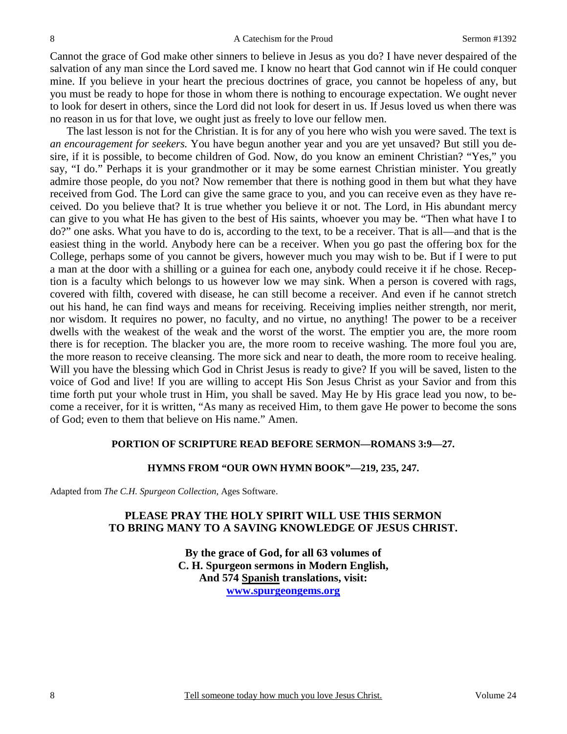Cannot the grace of God make other sinners to believe in Jesus as you do? I have never despaired of the salvation of any man since the Lord saved me. I know no heart that God cannot win if He could conquer mine. If you believe in your heart the precious doctrines of grace, you cannot be hopeless of any, but you must be ready to hope for those in whom there is nothing to encourage expectation. We ought never to look for desert in others, since the Lord did not look for desert in us. If Jesus loved us when there was no reason in us for that love, we ought just as freely to love our fellow men.

The last lesson is not for the Christian. It is for any of you here who wish you were saved. The text is *an encouragement for seekers.* You have begun another year and you are yet unsaved? But still you desire, if it is possible, to become children of God. Now, do you know an eminent Christian? "Yes," you say, "I do." Perhaps it is your grandmother or it may be some earnest Christian minister. You greatly admire those people, do you not? Now remember that there is nothing good in them but what they have received from God. The Lord can give the same grace to you, and you can receive even as they have received. Do you believe that? It is true whether you believe it or not. The Lord, in His abundant mercy can give to you what He has given to the best of His saints, whoever you may be. "Then what have I to do?" one asks. What you have to do is, according to the text, to be a receiver. That is all—and that is the easiest thing in the world. Anybody here can be a receiver. When you go past the offering box for the College, perhaps some of you cannot be givers, however much you may wish to be. But if I were to put a man at the door with a shilling or a guinea for each one, anybody could receive it if he chose. Reception is a faculty which belongs to us however low we may sink. When a person is covered with rags, covered with filth, covered with disease, he can still become a receiver. And even if he cannot stretch out his hand, he can find ways and means for receiving. Receiving implies neither strength, nor merit, nor wisdom. It requires no power, no faculty, and no virtue, no anything! The power to be a receiver dwells with the weakest of the weak and the worst of the worst. The emptier you are, the more room there is for reception. The blacker you are, the more room to receive washing. The more foul you are, the more reason to receive cleansing. The more sick and near to death, the more room to receive healing. Will you have the blessing which God in Christ Jesus is ready to give? If you will be saved, listen to the voice of God and live! If you are willing to accept His Son Jesus Christ as your Savior and from this time forth put your whole trust in Him, you shall be saved. May He by His grace lead you now, to become a receiver, for it is written, "As many as received Him, to them gave He power to become the sons of God; even to them that believe on His name." Amen.

**PORTION OF SCRIPTURE READ BEFORE SERMON—ROMANS 3:9—27.**

**HYMNS FROM "OUR OWN HYMN BOOK"—219, 235, 247.**

Adapted from *The C.H. Spurgeon Collection*, Ages Software.

**PLEASE PRAY THE HOLY SPIRIT WILL USE THIS SERMON TO BRING MANY TO A SAVING KNOWLEDGE OF JESUS CHRIST.**

**By the grace of God, for all 63 volumes of C. H. Spurgeon sermons in Modern English, And 574 Spanish translations, visit: www.spurgeongems.org**